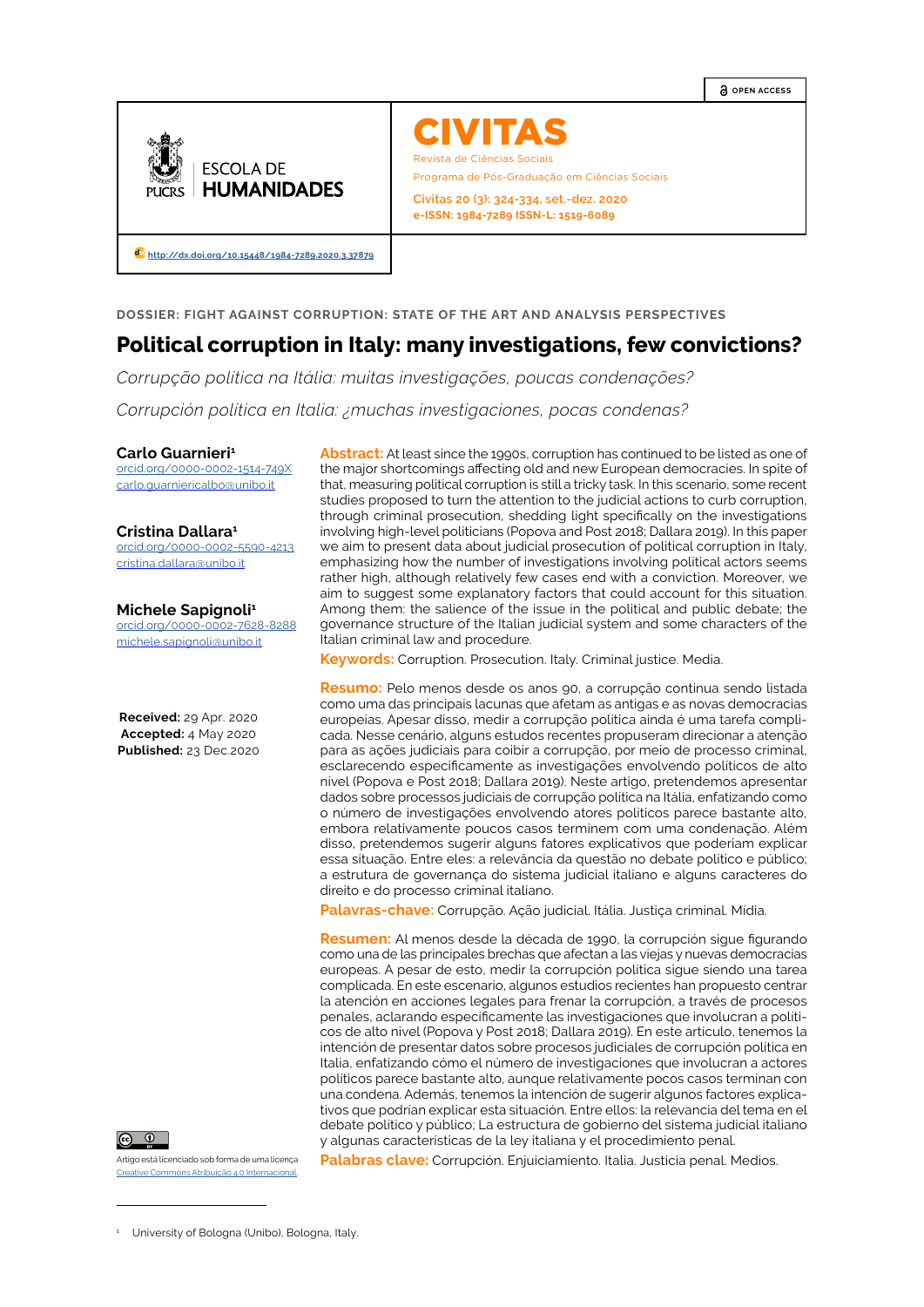OPEN ACCESS

ESCOLA DE HUMANIDADES

PUCRS

# CIVITAS

Revista de Ciências Sociais

Programa de Pós-Graduação em Ciências Sociais

Civitas 20 (3): 324-334, set.-dez. 2020
e-ISSN: 1984-7289 ISSN-L: 1519-6089

http://dx.doi.org/10.15448/1984-7289.2020.3.37879

DOSSIER: FIGHT AGAINST CORRUPTION: STATE OF THE ART AND ANALYSIS PERSPECTIVES

# Political corruption in Italy: many investigations, few convictions?

*Corrupção política na Itália: muitas investigações, poucas condenações?*

*Corrupción política en Italia: ¿muchas investigaciones, pocas condenas?*

**Carlo Guarnieri**[1]
orcid.org/0000-0002-1514-749X
carlo.guarniericalbo@unibo.it

**Cristina Dallara**[1]
orcid.org/0000-0002-5590-4213
cristina.dallara@unibo.it

**Michele Sapignoli**[1]
orcid.org/0000-0002-7628-8288
michele.sapignoli@unibo.it

**Received:** 29 Apr. 2020
**Accepted:** 4 May 2020
**Published:** 23 Dec.2020

**Abstract:** At least since the 1990s, corruption has continued to be listed as one of the major shortcomings affecting old and new European democracies. In spite of that, measuring political corruption is still a tricky task. In this scenario, some recent studies proposed to turn the attention to the judicial actions to curb corruption, through criminal prosecution, shedding light specifically on the investigations involving high-level politicians (Popova and Post 2018; Dallara 2019). In this paper we aim to present data about judicial prosecution of political corruption in Italy, emphasizing how the number of investigations involving political actors seems rather high, although relatively few cases end with a conviction. Moreover, we aim to suggest some explanatory factors that could account for this situation. Among them: the salience of the issue in the political and public debate; the governance structure of the Italian judicial system and some characters of the Italian criminal law and procedure.

**Keywords:** Corruption. Prosecution. Italy. Criminal justice. Media.

**Resumo:** Pelo menos desde os anos 90, a corrupção continua sendo listada como uma das principais lacunas que afetam as antigas e as novas democracias europeias. Apesar disso, medir a corrupção política ainda é uma tarefa complicada. Nesse cenário, alguns estudos recentes propuseram direcionar a atenção para as ações judiciais para coibir a corrupção, por meio de processo criminal, esclarecendo especificamente as investigações envolvendo políticos de alto nível (Popova e Post 2018; Dallara 2019). Neste artigo, pretendemos apresentar dados sobre processos judiciais de corrupção política na Itália, enfatizando como o número de investigações envolvendo atores políticos parece bastante alto, embora relativamente poucos casos terminem com uma condenação. Além disso, pretendemos sugerir alguns fatores explicativos que poderiam explicar essa situação. Entre eles: a relevância da questão no debate político e público; a estrutura de governança do sistema judicial italiano e alguns caracteres do direito e do processo criminal italiano.

**Palavras-chave:** Corrupção. Ação judicial. Itália. Justiça criminal. Mídia.

**Resumen:** Al menos desde la década de 1990, la corrupción sigue figurando como una de las principales brechas que afectan a las viejas y nuevas democracias europeas. A pesar de esto, medir la corrupción política sigue siendo una tarea complicada. En este escenario, algunos estudios recientes han propuesto centrar la atención en acciones legales para frenar la corrupción, a través de procesos penales, aclarando específicamente las investigaciones que involucran a políticos de alto nivel (Popova y Post 2018; Dallara 2019). En este artículo, tenemos la intención de presentar datos sobre procesos judiciales de corrupción política en Italia, enfatizando cómo el número de investigaciones que involucran a actores políticos parece bastante alto, aunque relativamente pocos casos terminan con una condena. Además, tenemos la intención de sugerir algunos factores explicativos que podrían explicar esta situación. Entre ellos: la relevancia del tema en el debate político y público; La estructura de gobierno del sistema judicial italiano y algunas características de la ley italiana y el procedimiento penal.

**Palabras clave:** Corrupción. Enjuiciamiento. Italia. Justicia penal. Medios.

Artigo está licenciado sob forma de uma licença Creative Commons Atribuição 4.0 Internacional.

[1] University of Bologna (Unibo), Bologna, Italy.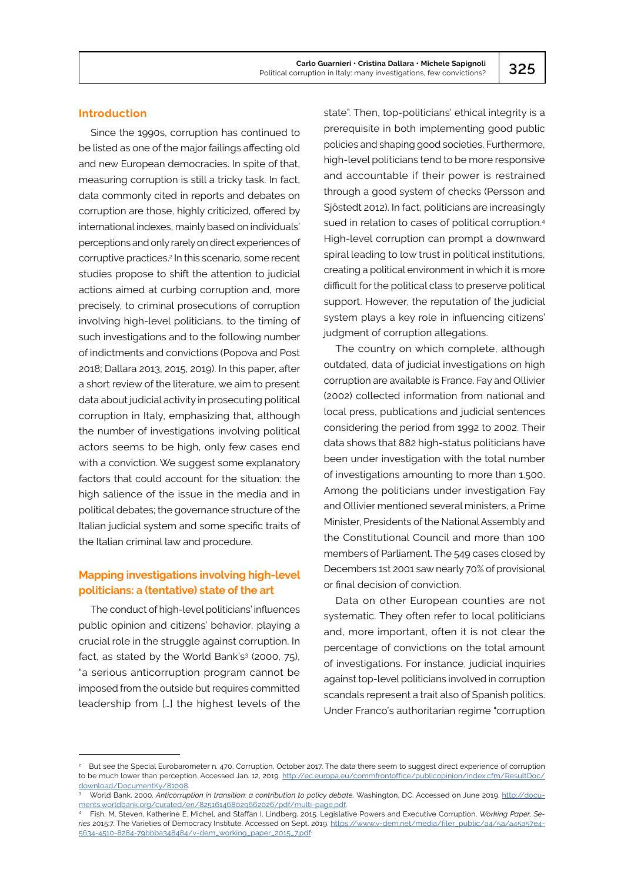## Introduction

Since the 1990s, corruption has continued to be listed as one of the major failings affecting old and new European democracies. In spite of that, measuring corruption is still a tricky task. In fact, data commonly cited in reports and debates on corruption are those, highly criticized, offered by international indexes, mainly based on individuals' perceptions and only rarely on direct experiences of corruptive practices.[2] In this scenario, some recent studies propose to shift the attention to judicial actions aimed at curbing corruption and, more precisely, to criminal prosecutions of corruption involving high-level politicians, to the timing of such investigations and to the following number of indictments and convictions (Popova and Post 2018; Dallara 2013, 2015, 2019). In this paper, after a short review of the literature, we aim to present data about judicial activity in prosecuting political corruption in Italy, emphasizing that, although the number of investigations involving political actors seems to be high, only few cases end with a conviction. We suggest some explanatory factors that could account for the situation: the high salience of the issue in the media and in political debates; the governance structure of the Italian judicial system and some specific traits of the Italian criminal law and procedure.

## Mapping investigations involving high-level politicians: a (tentative) state of the art

The conduct of high-level politicians' influences public opinion and citizens' behavior, playing a crucial role in the struggle against corruption. In fact, as stated by the World Bank's[3] (2000, 75), "a serious anticorruption program cannot be imposed from the outside but requires committed leadership from […] the highest levels of the state". Then, top-politicians' ethical integrity is a prerequisite in both implementing good public policies and shaping good societies. Furthermore, high-level politicians tend to be more responsive and accountable if their power is restrained through a good system of checks (Persson and Sjöstedt 2012). In fact, politicians are increasingly sued in relation to cases of political corruption.[4] High-level corruption can prompt a downward spiral leading to low trust in political institutions, creating a political environment in which it is more difficult for the political class to preserve political support. However, the reputation of the judicial system plays a key role in influencing citizens' judgment of corruption allegations.

The country on which complete, although outdated, data of judicial investigations on high corruption are available is France. Fay and Ollivier (2002) collected information from national and local press, publications and judicial sentences considering the period from 1992 to 2002. Their data shows that 882 high-status politicians have been under investigation with the total number of investigations amounting to more than 1.500. Among the politicians under investigation Fay and Ollivier mentioned several ministers, a Prime Minister, Presidents of the National Assembly and the Constitutional Council and more than 100 members of Parliament. The 549 cases closed by Decembers 1st 2001 saw nearly 70% of provisional or final decision of conviction.

Data on other European counties are not systematic. They often refer to local politicians and, more important, often it is not clear the percentage of convictions on the total amount of investigations. For instance, judicial inquiries against top-level politicians involved in corruption scandals represent a trait also of Spanish politics. Under Franco's authoritarian regime "corruption

---

[2] But see the Special Eurobarometer n. 470, Corruption, October 2017. The data there seem to suggest direct experience of corruption to be much lower than perception. Accessed Jan. 12, 2019. http://ec.europa.eu/commfrontoffice/publicopinion/index.cfm/ResultDoc/download/DocumentKy/81008.

[3] World Bank. 2000. *Anticorruption in transition: a contribution to policy debate*, Washington, DC. Accessed on June 2019. http://documents.worldbank.org/curated/en/825161468029662026/pdf/multi-page.pdf.

[4] Fish, M. Steven, Katherine E. Michel, and Staffan I. Lindberg. 2015. Legislative Powers and Executive Corruption, *Working Paper, Series* 2015:7. The Varieties of Democracy Institute. Accessed on Sept. 2019. https://www.v-dem.net/media/filer_public/a4/5a/a45a57e4-5634-4510-8284-79bbba348484/v-dem_working_paper_2015_7.pdf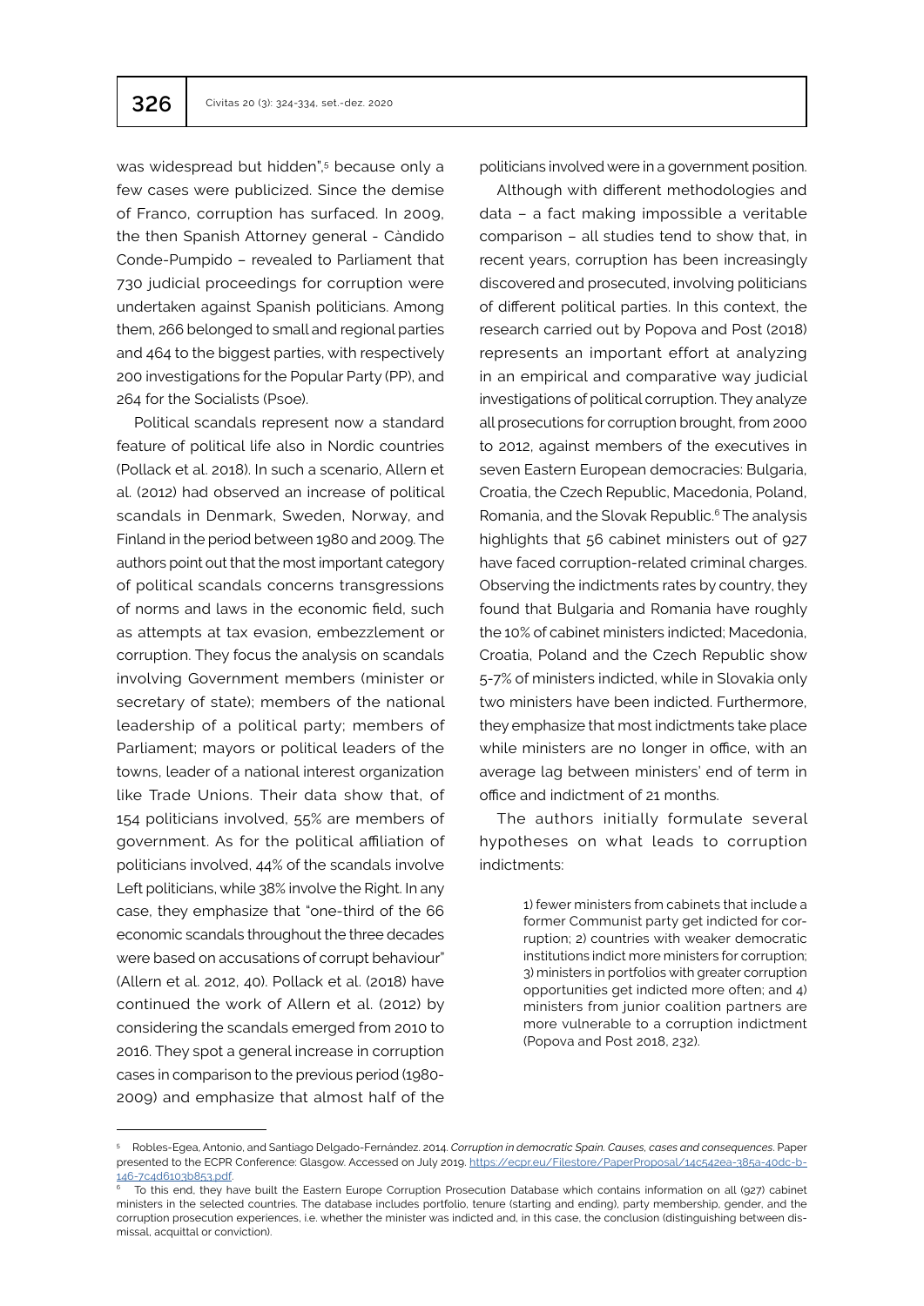was widespread but hidden",[5] because only a few cases were publicized. Since the demise of Franco, corruption has surfaced. In 2009, the then Spanish Attorney general - Càndido Conde-Pumpido – revealed to Parliament that 730 judicial proceedings for corruption were undertaken against Spanish politicians. Among them, 266 belonged to small and regional parties and 464 to the biggest parties, with respectively 200 investigations for the Popular Party (PP), and 264 for the Socialists (Psoe).

Political scandals represent now a standard feature of political life also in Nordic countries (Pollack et al. 2018). In such a scenario, Allern et al. (2012) had observed an increase of political scandals in Denmark, Sweden, Norway, and Finland in the period between 1980 and 2009. The authors point out that the most important category of political scandals concerns transgressions of norms and laws in the economic field, such as attempts at tax evasion, embezzlement or corruption. They focus the analysis on scandals involving Government members (minister or secretary of state); members of the national leadership of a political party; members of Parliament; mayors or political leaders of the towns, leader of a national interest organization like Trade Unions. Their data show that, of 154 politicians involved, 55% are members of government. As for the political affiliation of politicians involved, 44% of the scandals involve Left politicians, while 38% involve the Right. In any case, they emphasize that "one-third of the 66 economic scandals throughout the three decades were based on accusations of corrupt behaviour" (Allern et al. 2012, 40). Pollack et al. (2018) have continued the work of Allern et al. (2012) by considering the scandals emerged from 2010 to 2016. They spot a general increase in corruption cases in comparison to the previous period (1980-2009) and emphasize that almost half of the politicians involved were in a government position.

Although with different methodologies and data – a fact making impossible a veritable comparison – all studies tend to show that, in recent years, corruption has been increasingly discovered and prosecuted, involving politicians of different political parties. In this context, the research carried out by Popova and Post (2018) represents an important effort at analyzing in an empirical and comparative way judicial investigations of political corruption. They analyze all prosecutions for corruption brought, from 2000 to 2012, against members of the executives in seven Eastern European democracies: Bulgaria, Croatia, the Czech Republic, Macedonia, Poland, Romania, and the Slovak Republic.[6] The analysis highlights that 56 cabinet ministers out of 927 have faced corruption-related criminal charges. Observing the indictments rates by country, they found that Bulgaria and Romania have roughly the 10% of cabinet ministers indicted; Macedonia, Croatia, Poland and the Czech Republic show 5-7% of ministers indicted, while in Slovakia only two ministers have been indicted. Furthermore, they emphasize that most indictments take place while ministers are no longer in office, with an average lag between ministers' end of term in office and indictment of 21 months.

The authors initially formulate several hypotheses on what leads to corruption indictments:

> 1) fewer ministers from cabinets that include a former Communist party get indicted for corruption; 2) countries with weaker democratic institutions indict more ministers for corruption; 3) ministers in portfolios with greater corruption opportunities get indicted more often; and 4) ministers from junior coalition partners are more vulnerable to a corruption indictment (Popova and Post 2018, 232).

---

[5] Robles-Egea, Antonio, and Santiago Delgado-Fernàndez. 2014. *Corruption in democratic Spain. Causes, cases and consequences*. Paper presented to the ECPR Conference: Glasgow. Accessed on July 2019. https://ecpr.eu/Filestore/PaperProposal/14c542ea-385a-40dc-b-146-7c4d6103b853.pdf.

[6] To this end, they have built the Eastern Europe Corruption Prosecution Database which contains information on all (927) cabinet ministers in the selected countries. The database includes portfolio, tenure (starting and ending), party membership, gender, and the corruption prosecution experiences, i.e. whether the minister was indicted and, in this case, the conclusion (distinguishing between dismissal, acquittal or conviction).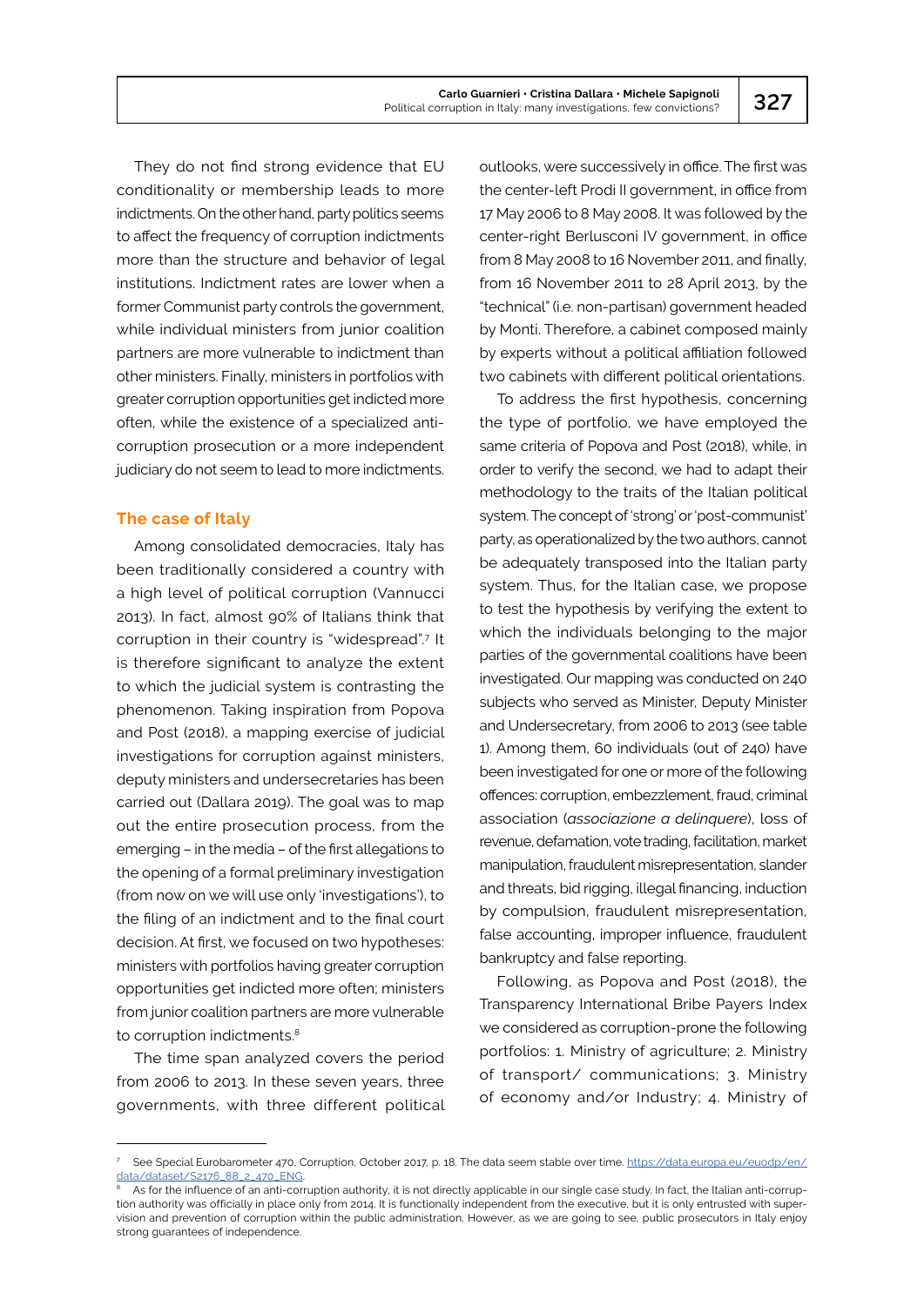They do not find strong evidence that EU conditionality or membership leads to more indictments. On the other hand, party politics seems to affect the frequency of corruption indictments more than the structure and behavior of legal institutions. Indictment rates are lower when a former Communist party controls the government, while individual ministers from junior coalition partners are more vulnerable to indictment than other ministers. Finally, ministers in portfolios with greater corruption opportunities get indicted more often, while the existence of a specialized anti-corruption prosecution or a more independent judiciary do not seem to lead to more indictments.

## The case of Italy

Among consolidated democracies, Italy has been traditionally considered a country with a high level of political corruption (Vannucci 2013). In fact, almost 90% of Italians think that corruption in their country is "widespread".[7] It is therefore significant to analyze the extent to which the judicial system is contrasting the phenomenon. Taking inspiration from Popova and Post (2018), a mapping exercise of judicial investigations for corruption against ministers, deputy ministers and undersecretaries has been carried out (Dallara 2019). The goal was to map out the entire prosecution process, from the emerging – in the media – of the first allegations to the opening of a formal preliminary investigation (from now on we will use only 'investigations'), to the filing of an indictment and to the final court decision. At first, we focused on two hypotheses: ministers with portfolios having greater corruption opportunities get indicted more often; ministers from junior coalition partners are more vulnerable to corruption indictments.[8]

The time span analyzed covers the period from 2006 to 2013. In these seven years, three governments, with three different political outlooks, were successively in office. The first was the center-left Prodi II government, in office from 17 May 2006 to 8 May 2008. It was followed by the center-right Berlusconi IV government, in office from 8 May 2008 to 16 November 2011, and finally, from 16 November 2011 to 28 April 2013, by the "technical" (i.e. non-partisan) government headed by Monti. Therefore, a cabinet composed mainly by experts without a political affiliation followed two cabinets with different political orientations.

To address the first hypothesis, concerning the type of portfolio, we have employed the same criteria of Popova and Post (2018), while, in order to verify the second, we had to adapt their methodology to the traits of the Italian political system. The concept of 'strong' or 'post-communist' party, as operationalized by the two authors, cannot be adequately transposed into the Italian party system. Thus, for the Italian case, we propose to test the hypothesis by verifying the extent to which the individuals belonging to the major parties of the governmental coalitions have been investigated. Our mapping was conducted on 240 subjects who served as Minister, Deputy Minister and Undersecretary, from 2006 to 2013 (see table 1). Among them, 60 individuals (out of 240) have been investigated for one or more of the following offences: corruption, embezzlement, fraud, criminal association (*associazione a delinquere*), loss of revenue, defamation, vote trading, facilitation, market manipulation, fraudulent misrepresentation, slander and threats, bid rigging, illegal financing, induction by compulsion, fraudulent misrepresentation, false accounting, improper influence, fraudulent bankruptcy and false reporting.

Following, as Popova and Post (2018), the Transparency International Bribe Payers Index we considered as corruption-prone the following portfolios: 1. Ministry of agriculture; 2. Ministry of transport/ communications; 3. Ministry of economy and/or Industry; 4. Ministry of

---

[7] See Special Eurobarometer 470, Corruption, October 2017, p. 18. The data seem stable over time. https://data.europa.eu/euodp/en/data/dataset/S2176_88_2_470_ENG.

[8] As for the influence of an anti-corruption authority, it is not directly applicable in our single case study. In fact, the Italian anti-corruption authority was officially in place only from 2014. It is functionally independent from the executive, but it is only entrusted with supervision and prevention of corruption within the public administration. However, as we are going to see, public prosecutors in Italy enjoy strong guarantees of independence.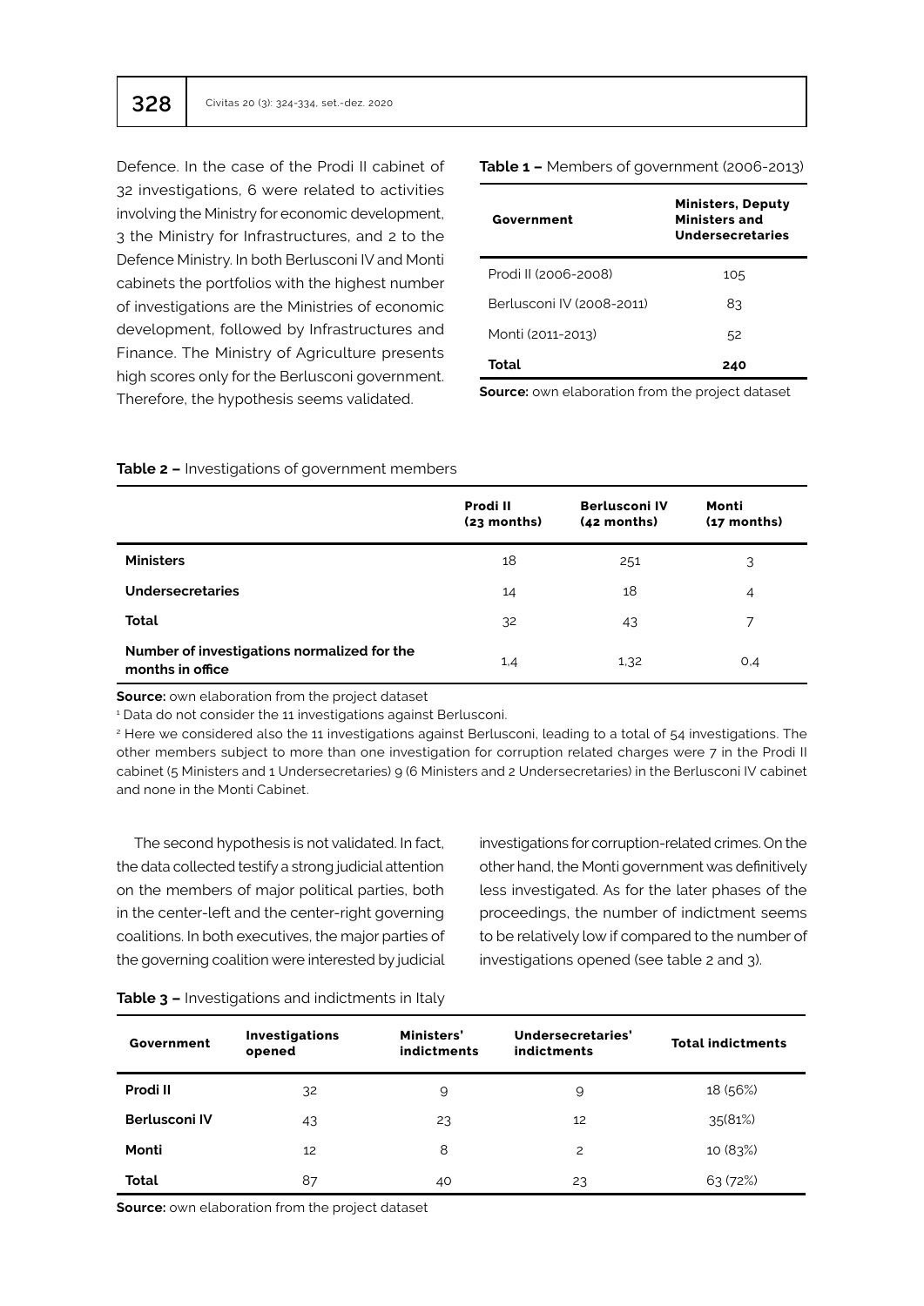Defence. In the case of the Prodi II cabinet of 32 investigations, 6 were related to activities involving the Ministry for economic development, 3 the Ministry for Infrastructures, and 2 to the Defence Ministry. In both Berlusconi IV and Monti cabinets the portfolios with the highest number of investigations are the Ministries of economic development, followed by Infrastructures and Finance. The Ministry of Agriculture presents high scores only for the Berlusconi government. Therefore, the hypothesis seems validated.

**Table 1 –** Members of government (2006-2013)

| Government | Ministers, Deputy Ministers and Undersecretaries |
|---|---|
| Prodi II (2006-2008) | 105 |
| Berlusconi IV (2008-2011) | 83 |
| Monti (2011-2013) | 52 |
| **Total** | **240** |

**Source:** own elaboration from the project dataset

**Table 2 –** Investigations of government members

| | Prodi II (23 months) | Berlusconi IV (42 months) | Monti (17 months) |
|---|---|---|---|
| **Ministers** | 18 | 25[1] | 3 |
| **Undersecretaries** | 14 | 18 | 4 |
| **Total** | 32 | 43 | 7 |
| **Number of investigations normalized for the months in office** | 1,4 | 1,32 | 0,4 |

**Source:** own elaboration from the project dataset

[1] Data do not consider the 11 investigations against Berlusconi.

[2] Here we considered also the 11 investigations against Berlusconi, leading to a total of 54 investigations. The other members subject to more than one investigation for corruption related charges were 7 in the Prodi II cabinet (5 Ministers and 1 Undersecretaries) 9 (6 Ministers and 2 Undersecretaries) in the Berlusconi IV cabinet and none in the Monti Cabinet.

The second hypothesis is not validated. In fact, the data collected testify a strong judicial attention on the members of major political parties, both in the center-left and the center-right governing coalitions. In both executives, the major parties of the governing coalition were interested by judicial investigations for corruption-related crimes. On the other hand, the Monti government was definitively less investigated. As for the later phases of the proceedings, the number of indictment seems to be relatively low if compared to the number of investigations opened (see table 2 and 3).

**Table 3 –** Investigations and indictments in Italy

| Government | Investigations opened | Ministers' indictments | Undersecretaries' indictments | Total indictments |
|---|---|---|---|---|
| **Prodi II** | 32 | 9 | 9 | 18 (56%) |
| **Berlusconi IV** | 43 | 23 | 12 | 35(81%) |
| **Monti** | 12 | 8 | 2 | 10 (83%) |
| **Total** | 87 | 40 | 23 | 63 (72%) |

**Source:** own elaboration from the project dataset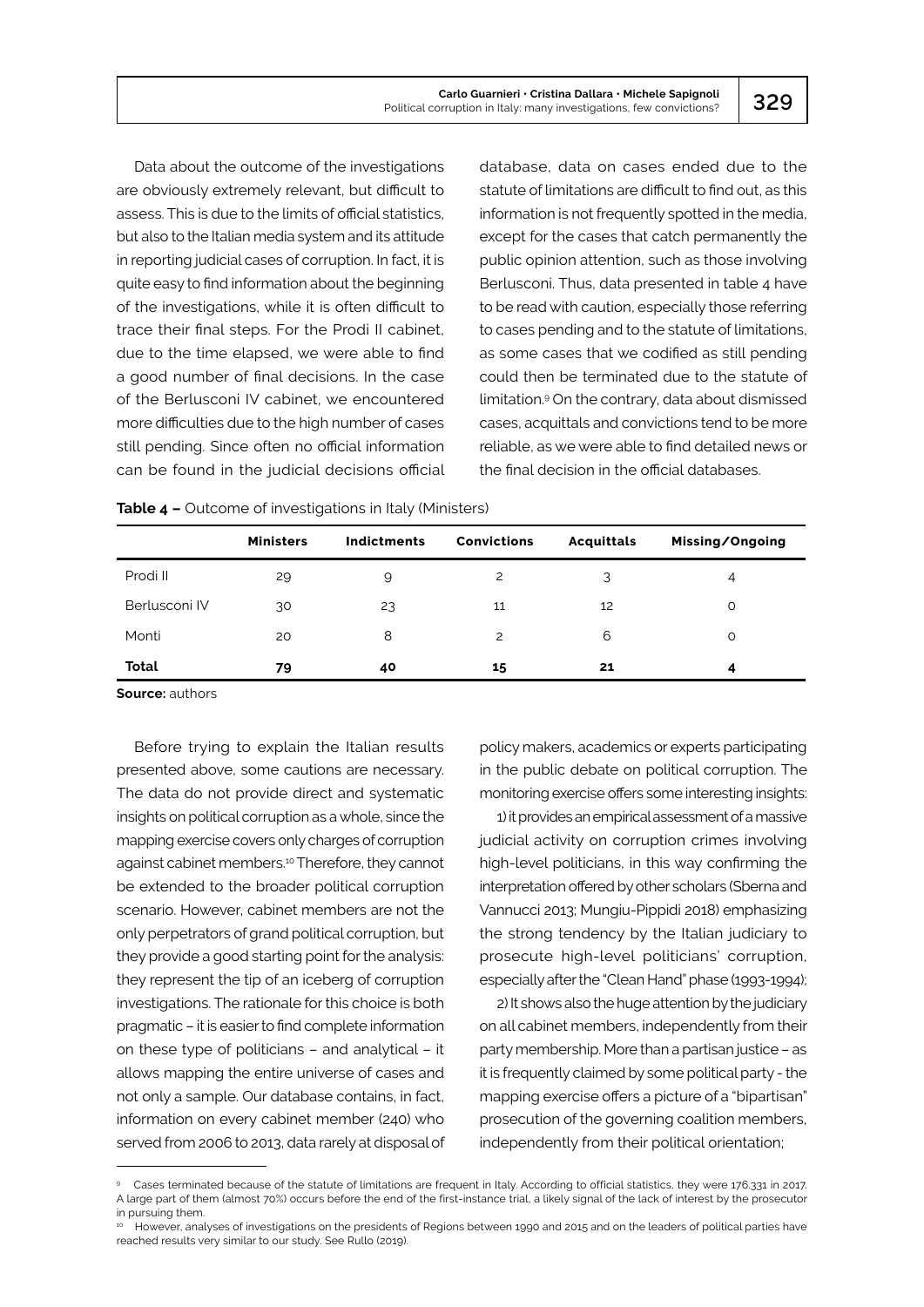Data about the outcome of the investigations are obviously extremely relevant, but difficult to assess. This is due to the limits of official statistics, but also to the Italian media system and its attitude in reporting judicial cases of corruption. In fact, it is quite easy to find information about the beginning of the investigations, while it is often difficult to trace their final steps. For the Prodi II cabinet, due to the time elapsed, we were able to find a good number of final decisions. In the case of the Berlusconi IV cabinet, we encountered more difficulties due to the high number of cases still pending. Since often no official information can be found in the judicial decisions official database, data on cases ended due to the statute of limitations are difficult to find out, as this information is not frequently spotted in the media, except for the cases that catch permanently the public opinion attention, such as those involving Berlusconi. Thus, data presented in table 4 have to be read with caution, especially those referring to cases pending and to the statute of limitations, as some cases that we codified as still pending could then be terminated due to the statute of limitation.[9] On the contrary, data about dismissed cases, acquittals and convictions tend to be more reliable, as we were able to find detailed news or the final decision in the official databases.

**Table 4 –** Outcome of investigations in Italy (Ministers)

| | Ministers | Indictments | Convictions | Acquittals | Missing/Ongoing |
|---|---|---|---|---|---|
| Prodi II | 29 | 9 | 2 | 3 | 4 |
| Berlusconi IV | 30 | 23 | 11 | 12 | 0 |
| Monti | 20 | 8 | 2 | 6 | 0 |
| **Total** | **79** | **40** | **15** | **21** | **4** |

**Source:** authors

Before trying to explain the Italian results presented above, some cautions are necessary. The data do not provide direct and systematic insights on political corruption as a whole, since the mapping exercise covers only charges of corruption against cabinet members.[10] Therefore, they cannot be extended to the broader political corruption scenario. However, cabinet members are not the only perpetrators of grand political corruption, but they provide a good starting point for the analysis: they represent the tip of an iceberg of corruption investigations. The rationale for this choice is both pragmatic – it is easier to find complete information on these type of politicians – and analytical – it allows mapping the entire universe of cases and not only a sample. Our database contains, in fact, information on every cabinet member (240) who served from 2006 to 2013, data rarely at disposal of policy makers, academics or experts participating in the public debate on political corruption. The monitoring exercise offers some interesting insights:

1) it provides an empirical assessment of a massive judicial activity on corruption crimes involving high-level politicians, in this way confirming the interpretation offered by other scholars (Sberna and Vannucci 2013; Mungiu-Pippidi 2018) emphasizing the strong tendency by the Italian judiciary to prosecute high-level politicians' corruption, especially after the "Clean Hand" phase (1993-1994);

2) It shows also the huge attention by the judiciary on all cabinet members, independently from their party membership. More than a partisan justice – as it is frequently claimed by some political party - the mapping exercise offers a picture of a "bipartisan" prosecution of the governing coalition members, independently from their political orientation;

[9] Cases terminated because of the statute of limitations are frequent in Italy. According to official statistics, they were 176.331 in 2017. A large part of them (almost 70%) occurs before the end of the first-instance trial, a likely signal of the lack of interest by the prosecutor in pursuing them.

[10] However, analyses of investigations on the presidents of Regions between 1990 and 2015 and on the leaders of political parties have reached results very similar to our study. See Rullo (2019).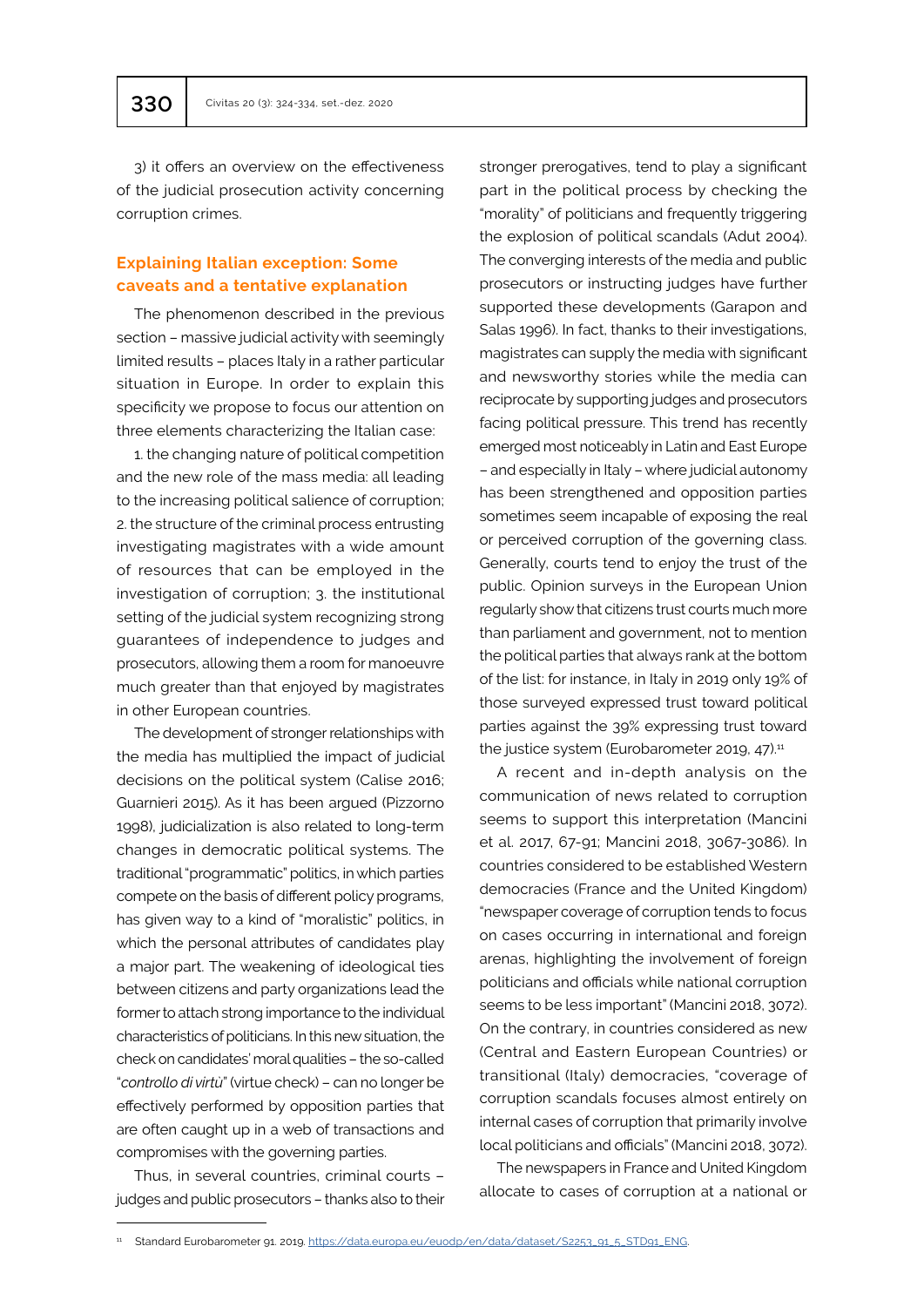3) it offers an overview on the effectiveness of the judicial prosecution activity concerning corruption crimes.

## Explaining Italian exception: Some caveats and a tentative explanation

The phenomenon described in the previous section – massive judicial activity with seemingly limited results – places Italy in a rather particular situation in Europe. In order to explain this specificity we propose to focus our attention on three elements characterizing the Italian case:

1. the changing nature of political competition and the new role of the mass media: all leading to the increasing political salience of corruption; 2. the structure of the criminal process entrusting investigating magistrates with a wide amount of resources that can be employed in the investigation of corruption; 3. the institutional setting of the judicial system recognizing strong guarantees of independence to judges and prosecutors, allowing them a room for manoeuvre much greater than that enjoyed by magistrates in other European countries.

The development of stronger relationships with the media has multiplied the impact of judicial decisions on the political system (Calise 2016; Guarnieri 2015). As it has been argued (Pizzorno 1998), judicialization is also related to long-term changes in democratic political systems. The traditional "programmatic" politics, in which parties compete on the basis of different policy programs, has given way to a kind of "moralistic" politics, in which the personal attributes of candidates play a major part. The weakening of ideological ties between citizens and party organizations lead the former to attach strong importance to the individual characteristics of politicians. In this new situation, the check on candidates' moral qualities – the so-called "*controllo di virtù*" (virtue check) – can no longer be effectively performed by opposition parties that are often caught up in a web of transactions and compromises with the governing parties.

Thus, in several countries, criminal courts – judges and public prosecutors – thanks also to their stronger prerogatives, tend to play a significant part in the political process by checking the "morality" of politicians and frequently triggering the explosion of political scandals (Adut 2004). The converging interests of the media and public prosecutors or instructing judges have further supported these developments (Garapon and Salas 1996). In fact, thanks to their investigations, magistrates can supply the media with significant and newsworthy stories while the media can reciprocate by supporting judges and prosecutors facing political pressure. This trend has recently emerged most noticeably in Latin and East Europe – and especially in Italy – where judicial autonomy has been strengthened and opposition parties sometimes seem incapable of exposing the real or perceived corruption of the governing class. Generally, courts tend to enjoy the trust of the public. Opinion surveys in the European Union regularly show that citizens trust courts much more than parliament and government, not to mention the political parties that always rank at the bottom of the list: for instance, in Italy in 2019 only 19% of those surveyed expressed trust toward political parties against the 39% expressing trust toward the justice system (Eurobarometer 2019, 47).[11]

A recent and in-depth analysis on the communication of news related to corruption seems to support this interpretation (Mancini et al. 2017, 67-91; Mancini 2018, 3067-3086). In countries considered to be established Western democracies (France and the United Kingdom) "newspaper coverage of corruption tends to focus on cases occurring in international and foreign arenas, highlighting the involvement of foreign politicians and officials while national corruption seems to be less important" (Mancini 2018, 3072). On the contrary, in countries considered as new (Central and Eastern European Countries) or transitional (Italy) democracies, "coverage of corruption scandals focuses almost entirely on internal cases of corruption that primarily involve local politicians and officials" (Mancini 2018, 3072).

The newspapers in France and United Kingdom allocate to cases of corruption at a national or

---

[11] Standard Eurobarometer 91. 2019. https://data.europa.eu/euodp/en/data/dataset/S2253_91_5_STD91_ENG.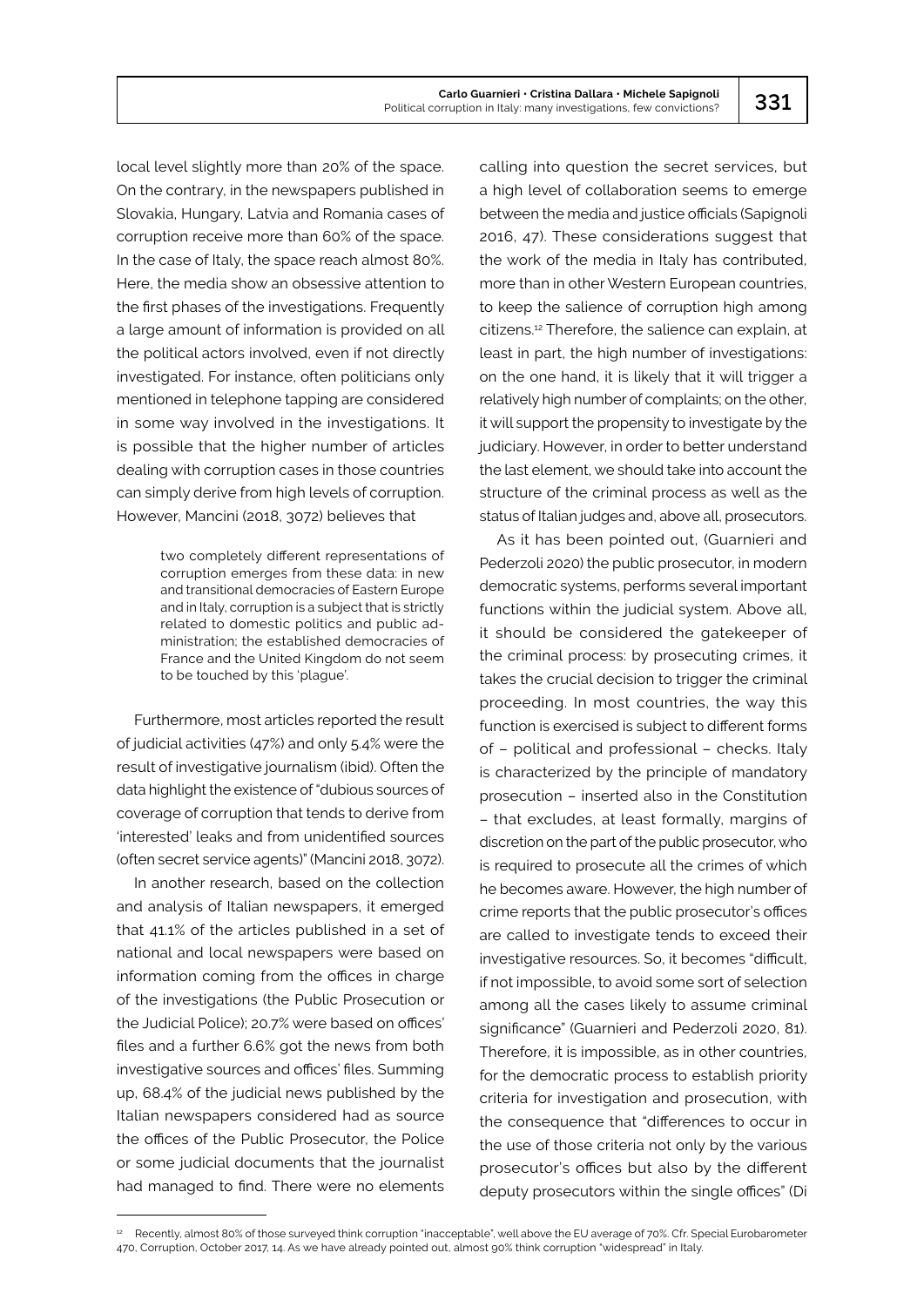local level slightly more than 20% of the space. On the contrary, in the newspapers published in Slovakia, Hungary, Latvia and Romania cases of corruption receive more than 60% of the space. In the case of Italy, the space reach almost 80%. Here, the media show an obsessive attention to the first phases of the investigations. Frequently a large amount of information is provided on all the political actors involved, even if not directly investigated. For instance, often politicians only mentioned in telephone tapping are considered in some way involved in the investigations. It is possible that the higher number of articles dealing with corruption cases in those countries can simply derive from high levels of corruption. However, Mancini (2018, 3072) believes that

> two completely different representations of corruption emerges from these data: in new and transitional democracies of Eastern Europe and in Italy, corruption is a subject that is strictly related to domestic politics and public administration; the established democracies of France and the United Kingdom do not seem to be touched by this 'plague'.

Furthermore, most articles reported the result of judicial activities (47%) and only 5.4% were the result of investigative journalism (ibid). Often the data highlight the existence of "dubious sources of coverage of corruption that tends to derive from 'interested' leaks and from unidentified sources (often secret service agents)" (Mancini 2018, 3072).

In another research, based on the collection and analysis of Italian newspapers, it emerged that 41.1% of the articles published in a set of national and local newspapers were based on information coming from the offices in charge of the investigations (the Public Prosecution or the Judicial Police); 20.7% were based on offices' files and a further 6.6% got the news from both investigative sources and offices' files. Summing up, 68.4% of the judicial news published by the Italian newspapers considered had as source the offices of the Public Prosecutor, the Police or some judicial documents that the journalist had managed to find. There were no elements calling into question the secret services, but a high level of collaboration seems to emerge between the media and justice officials (Sapignoli 2016, 47). These considerations suggest that the work of the media in Italy has contributed, more than in other Western European countries, to keep the salience of corruption high among citizens.[12] Therefore, the salience can explain, at least in part, the high number of investigations: on the one hand, it is likely that it will trigger a relatively high number of complaints; on the other, it will support the propensity to investigate by the judiciary. However, in order to better understand the last element, we should take into account the structure of the criminal process as well as the status of Italian judges and, above all, prosecutors.

As it has been pointed out, (Guarnieri and Pederzoli 2020) the public prosecutor, in modern democratic systems, performs several important functions within the judicial system. Above all, it should be considered the gatekeeper of the criminal process: by prosecuting crimes, it takes the crucial decision to trigger the criminal proceeding. In most countries, the way this function is exercised is subject to different forms of – political and professional – checks. Italy is characterized by the principle of mandatory prosecution – inserted also in the Constitution – that excludes, at least formally, margins of discretion on the part of the public prosecutor, who is required to prosecute all the crimes of which he becomes aware. However, the high number of crime reports that the public prosecutor's offices are called to investigate tends to exceed their investigative resources. So, it becomes "difficult, if not impossible, to avoid some sort of selection among all the cases likely to assume criminal significance" (Guarnieri and Pederzoli 2020, 81). Therefore, it is impossible, as in other countries, for the democratic process to establish priority criteria for investigation and prosecution, with the consequence that "differences to occur in the use of those criteria not only by the various prosecutor's offices but also by the different deputy prosecutors within the single offices" (Di

[12] Recently, almost 80% of those surveyed think corruption "inacceptable", well above the EU average of 70%. Cfr. Special Eurobarometer 470, Corruption, October 2017, 14. As we have already pointed out, almost 90% think corruption "widespread" in Italy.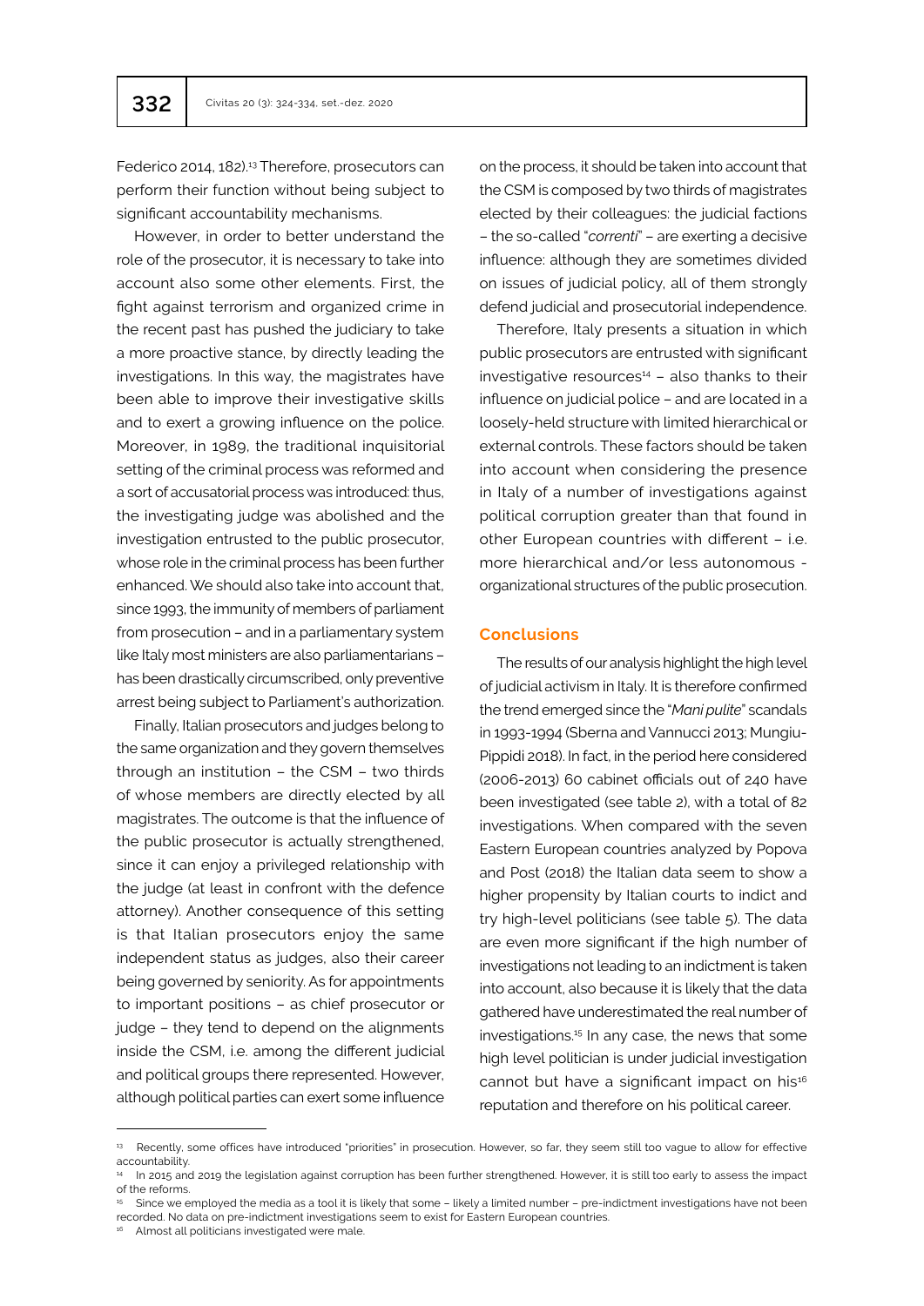Federico 2014, 182).[13] Therefore, prosecutors can perform their function without being subject to significant accountability mechanisms.

However, in order to better understand the role of the prosecutor, it is necessary to take into account also some other elements. First, the fight against terrorism and organized crime in the recent past has pushed the judiciary to take a more proactive stance, by directly leading the investigations. In this way, the magistrates have been able to improve their investigative skills and to exert a growing influence on the police. Moreover, in 1989, the traditional inquisitorial setting of the criminal process was reformed and a sort of accusatorial process was introduced: thus, the investigating judge was abolished and the investigation entrusted to the public prosecutor, whose role in the criminal process has been further enhanced. We should also take into account that, since 1993, the immunity of members of parliament from prosecution – and in a parliamentary system like Italy most ministers are also parliamentarians – has been drastically circumscribed, only preventive arrest being subject to Parliament's authorization.

Finally, Italian prosecutors and judges belong to the same organization and they govern themselves through an institution – the CSM – two thirds of whose members are directly elected by all magistrates. The outcome is that the influence of the public prosecutor is actually strengthened, since it can enjoy a privileged relationship with the judge (at least in confront with the defence attorney). Another consequence of this setting is that Italian prosecutors enjoy the same independent status as judges, also their career being governed by seniority. As for appointments to important positions – as chief prosecutor or judge – they tend to depend on the alignments inside the CSM, i.e. among the different judicial and political groups there represented. However, although political parties can exert some influence on the process, it should be taken into account that the CSM is composed by two thirds of magistrates elected by their colleagues: the judicial factions – the so-called "*correnti*" – are exerting a decisive influence: although they are sometimes divided on issues of judicial policy, all of them strongly defend judicial and prosecutorial independence.

Therefore, Italy presents a situation in which public prosecutors are entrusted with significant investigative resources[14] – also thanks to their influence on judicial police – and are located in a loosely-held structure with limited hierarchical or external controls. These factors should be taken into account when considering the presence in Italy of a number of investigations against political corruption greater than that found in other European countries with different – i.e. more hierarchical and/or less autonomous - organizational structures of the public prosecution.

## Conclusions

The results of our analysis highlight the high level of judicial activism in Italy. It is therefore confirmed the trend emerged since the "*Mani pulite*" scandals in 1993-1994 (Sberna and Vannucci 2013; Mungiu-Pippidi 2018). In fact, in the period here considered (2006-2013) 60 cabinet officials out of 240 have been investigated (see table 2), with a total of 82 investigations. When compared with the seven Eastern European countries analyzed by Popova and Post (2018) the Italian data seem to show a higher propensity by Italian courts to indict and try high-level politicians (see table 5). The data are even more significant if the high number of investigations not leading to an indictment is taken into account, also because it is likely that the data gathered have underestimated the real number of investigations.[15] In any case, the news that some high level politician is under judicial investigation cannot but have a significant impact on his[16] reputation and therefore on his political career.

---

[13] Recently, some offices have introduced "priorities" in prosecution. However, so far, they seem still too vague to allow for effective accountability.

[14] In 2015 and 2019 the legislation against corruption has been further strengthened. However, it is still too early to assess the impact of the reforms.

[15] Since we employed the media as a tool it is likely that some – likely a limited number – pre-indictment investigations have not been recorded. No data on pre-indictment investigations seem to exist for Eastern European countries.

[16] Almost all politicians investigated were male.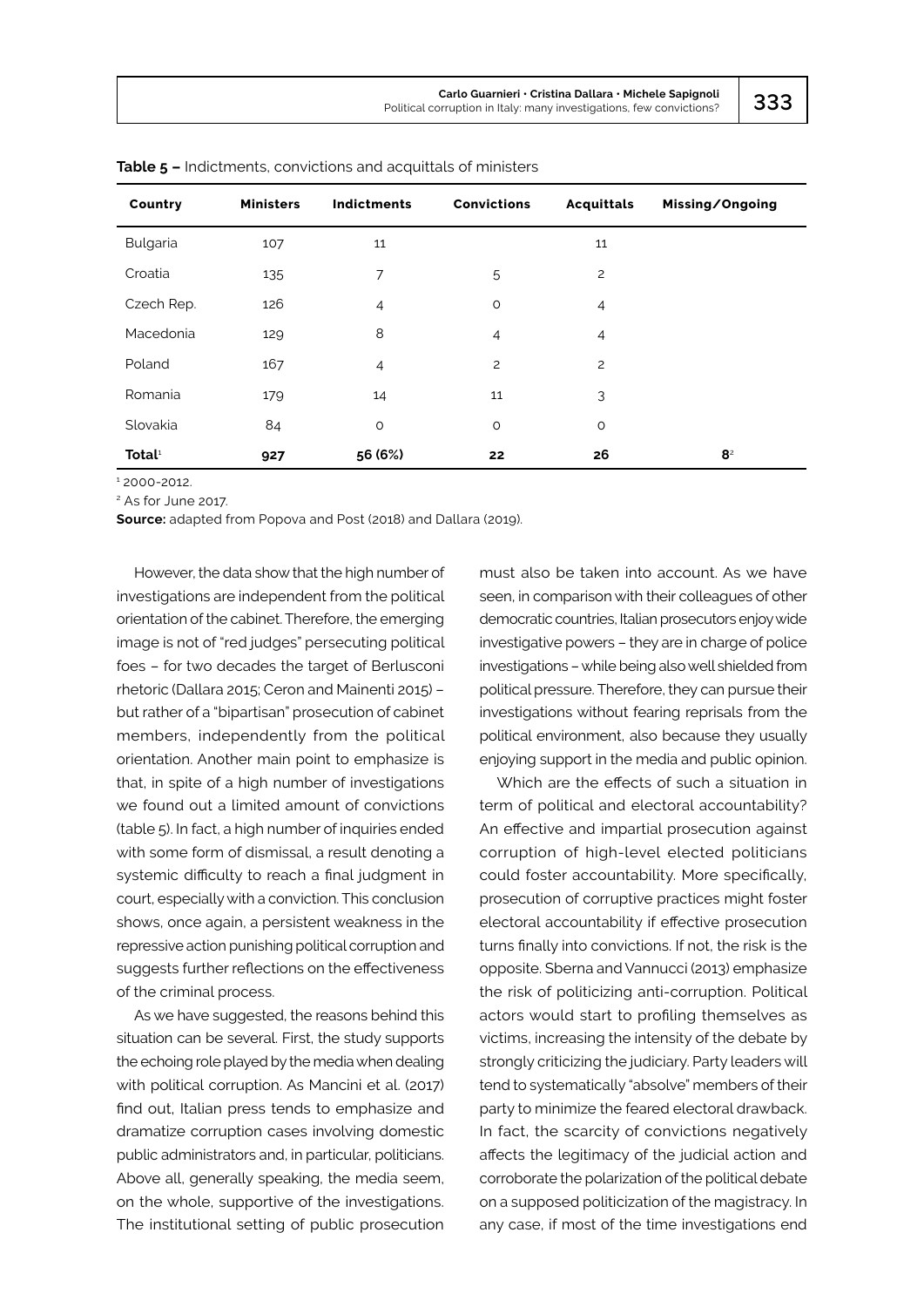**Table 5 –** Indictments, convictions and acquittals of ministers

| Country | Ministers | Indictments | Convictions | Acquittals | Missing/Ongoing |
|---|---|---|---|---|---|
| Bulgaria | 107 | 11 | | 11 | |
| Croatia | 135 | 7 | 5 | 2 | |
| Czech Rep. | 126 | 4 | 0 | 4 | |
| Macedonia | 129 | 8 | 4 | 4 | |
| Poland | 167 | 4 | 2 | 2 | |
| Romania | 179 | 14 | 11 | 3 | |
| Slovakia | 84 | 0 | 0 | 0 | |
| **Total**[1] | **927** | **56 (6%)** | **22** | **26** | **8**[2] |

[1] 2000-2012.

[2] As for June 2017.

**Source:** adapted from Popova and Post (2018) and Dallara (2019).

However, the data show that the high number of investigations are independent from the political orientation of the cabinet. Therefore, the emerging image is not of "red judges" persecuting political foes – for two decades the target of Berlusconi rhetoric (Dallara 2015; Ceron and Mainenti 2015) – but rather of a "bipartisan" prosecution of cabinet members, independently from the political orientation. Another main point to emphasize is that, in spite of a high number of investigations we found out a limited amount of convictions (table 5). In fact, a high number of inquiries ended with some form of dismissal, a result denoting a systemic difficulty to reach a final judgment in court, especially with a conviction. This conclusion shows, once again, a persistent weakness in the repressive action punishing political corruption and suggests further reflections on the effectiveness of the criminal process.

As we have suggested, the reasons behind this situation can be several. First, the study supports the echoing role played by the media when dealing with political corruption. As Mancini et al. (2017) find out, Italian press tends to emphasize and dramatize corruption cases involving domestic public administrators and, in particular, politicians. Above all, generally speaking, the media seem, on the whole, supportive of the investigations. The institutional setting of public prosecution must also be taken into account. As we have seen, in comparison with their colleagues of other democratic countries, Italian prosecutors enjoy wide investigative powers – they are in charge of police investigations – while being also well shielded from political pressure. Therefore, they can pursue their investigations without fearing reprisals from the political environment, also because they usually enjoying support in the media and public opinion.

Which are the effects of such a situation in term of political and electoral accountability? An effective and impartial prosecution against corruption of high-level elected politicians could foster accountability. More specifically, prosecution of corruptive practices might foster electoral accountability if effective prosecution turns finally into convictions. If not, the risk is the opposite. Sberna and Vannucci (2013) emphasize the risk of politicizing anti-corruption. Political actors would start to profiling themselves as victims, increasing the intensity of the debate by strongly criticizing the judiciary. Party leaders will tend to systematically "absolve" members of their party to minimize the feared electoral drawback. In fact, the scarcity of convictions negatively affects the legitimacy of the judicial action and corroborate the polarization of the political debate on a supposed politicization of the magistracy. In any case, if most of the time investigations end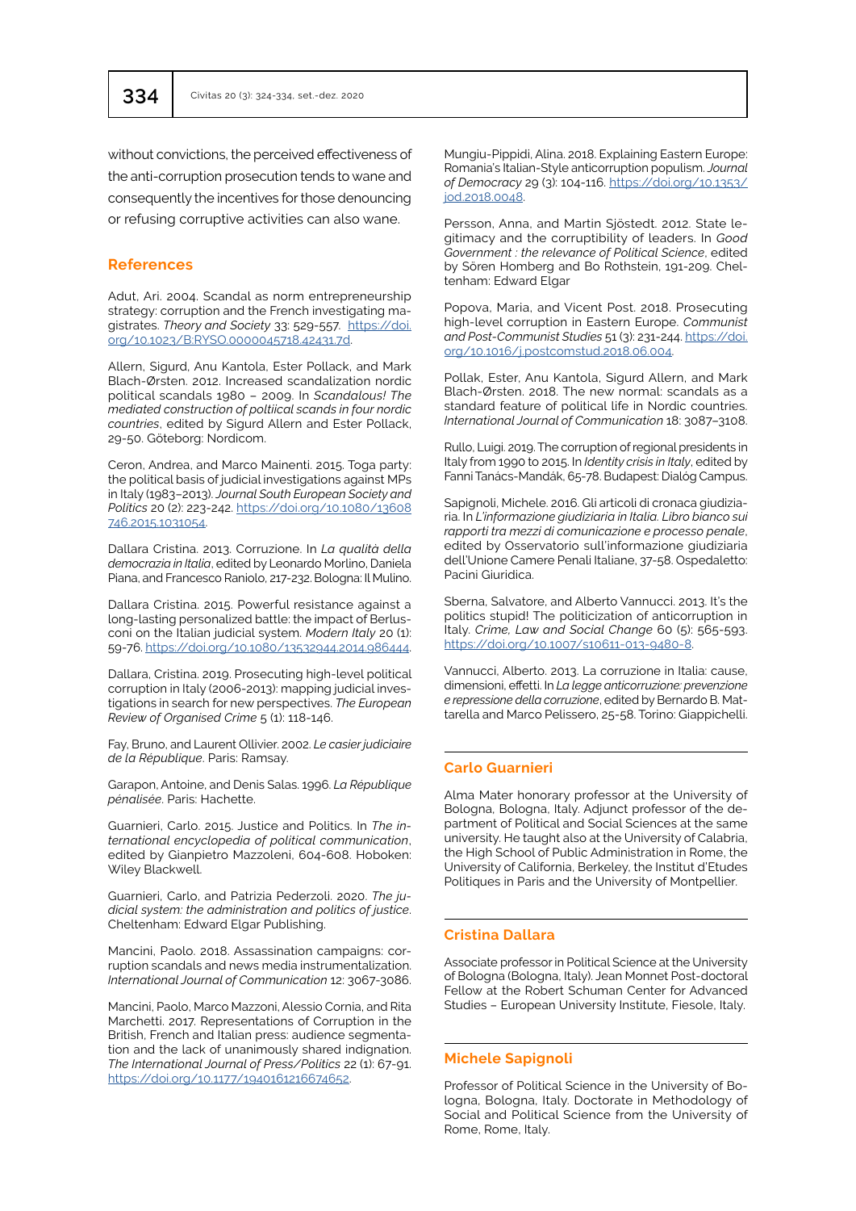without convictions, the perceived effectiveness of the anti-corruption prosecution tends to wane and consequently the incentives for those denouncing or refusing corruptive activities can also wane.

## References

Adut, Ari. 2004. Scandal as norm entrepreneurship strategy: corruption and the French investigating magistrates. *Theory and Society* 33: 529-557. https://doi.org/10.1023/B:RYSO.0000045718.42431.7d.

Allern, Sigurd, Anu Kantola, Ester Pollack, and Mark Blach-Ørsten. 2012. Increased scandalization nordic political scandals 1980 – 2009. In *Scandalous! The mediated construction of poltiical scands in four nordic countries*, edited by Sigurd Allern and Ester Pollack, 29-50. Göteborg: Nordicom.

Ceron, Andrea, and Marco Mainenti. 2015. Toga party: the political basis of judicial investigations against MPs in Italy (1983–2013). *Journal South European Society and Politics* 20 (2): 223-242. https://doi.org/10.1080/13608746.2015.1031054.

Dallara Cristina. 2013. Corruzione. In *La qualità della democrazia in Italia*, edited by Leonardo Morlino, Daniela Piana, and Francesco Raniolo, 217-232. Bologna: Il Mulino.

Dallara Cristina. 2015. Powerful resistance against a long-lasting personalized battle: the impact of Berlusconi on the Italian judicial system. *Modern Italy* 20 (1): 59-76. https://doi.org/10.1080/13532944.2014.986444.

Dallara, Cristina. 2019. Prosecuting high-level political corruption in Italy (2006-2013): mapping judicial investigations in search for new perspectives. *The European Review of Organised Crime* 5 (1): 118-146.

Fay, Bruno, and Laurent Ollivier. 2002. *Le casier judiciaire de la République*. Paris: Ramsay.

Garapon, Antoine, and Denis Salas. 1996. *La République pénalisée*. Paris: Hachette.

Guarnieri, Carlo. 2015. Justice and Politics. In *The international encyclopedia of political communication*, edited by Gianpietro Mazzoleni, 604-608. Hoboken: Wiley Blackwell.

Guarnieri, Carlo, and Patrizia Pederzoli. 2020. *The judicial system: the administration and politics of justice*. Cheltenham: Edward Elgar Publishing.

Mancini, Paolo. 2018. Assassination campaigns: corruption scandals and news media instrumentalization. *International Journal of Communication* 12: 3067-3086.

Mancini, Paolo, Marco Mazzoni, Alessio Cornia, and Rita Marchetti. 2017. Representations of Corruption in the British, French and Italian press: audience segmentation and the lack of unanimously shared indignation. *The International Journal of Press/Politics* 22 (1): 67-91. https://doi.org/10.1177/1940161216674652.

Mungiu-Pippidi, Alina. 2018. Explaining Eastern Europe: Romania's Italian-Style anticorruption populism. *Journal of Democracy* 29 (3): 104-116. https://doi.org/10.1353/jod.2018.0048.

Persson, Anna, and Martin Sjöstedt. 2012. State legitimacy and the corruptibility of leaders. In *Good Government : the relevance of Political Science*, edited by Sören Homberg and Bo Rothstein, 191-209. Cheltenham: Edward Elgar

Popova, Maria, and Vicent Post. 2018. Prosecuting high-level corruption in Eastern Europe. *Communist and Post-Communist Studies* 51 (3): 231-244. https://doi.org/10.1016/j.postcomstud.2018.06.004.

Pollak, Ester, Anu Kantola, Sigurd Allern, and Mark Blach-Ørsten. 2018. The new normal: scandals as a standard feature of political life in Nordic countries. *International Journal of Communication* 18: 3087–3108.

Rullo, Luigi. 2019. The corruption of regional presidents in Italy from 1990 to 2015. In *Identity crisis in Italy*, edited by Fanni Tanács-Mandák, 65-78. Budapest: Dialóg Campus.

Sapignoli, Michele. 2016. Gli articoli di cronaca giudiziaria. In *L'informazione giudiziaria in Italia. Libro bianco sui rapporti tra mezzi di comunicazione e processo penale*, edited by Osservatorio sull'informazione giudiziaria dell'Unione Camere Penali Italiane, 37-58. Ospedaletto: Pacini Giuridica.

Sberna, Salvatore, and Alberto Vannucci. 2013. It's the politics stupid! The politicization of anticorruption in Italy. *Crime, Law and Social Change* 60 (5): 565-593. https://doi.org/10.1007/s10611-013-9480-8.

Vannucci, Alberto. 2013. La corruzione in Italia: cause, dimensioni, effetti. In *La legge anticorruzione: prevenzione e repressione della corruzione*, edited by Bernardo B. Mattarella and Marco Pelissero, 25-58. Torino: Giappichelli.

### Carlo Guarnieri

Alma Mater honorary professor at the University of Bologna, Bologna, Italy. Adjunct professor of the department of Political and Social Sciences at the same university. He taught also at the University of Calabria, the High School of Public Administration in Rome, the University of California, Berkeley, the Institut d'Etudes Politiques in Paris and the University of Montpellier.

### Cristina Dallara

Associate professor in Political Science at the University of Bologna (Bologna, Italy). Jean Monnet Post-doctoral Fellow at the Robert Schuman Center for Advanced Studies – European University Institute, Fiesole, Italy.

### Michele Sapignoli

Professor of Political Science in the University of Bologna, Bologna, Italy. Doctorate in Methodology of Social and Political Science from the University of Rome, Rome, Italy.